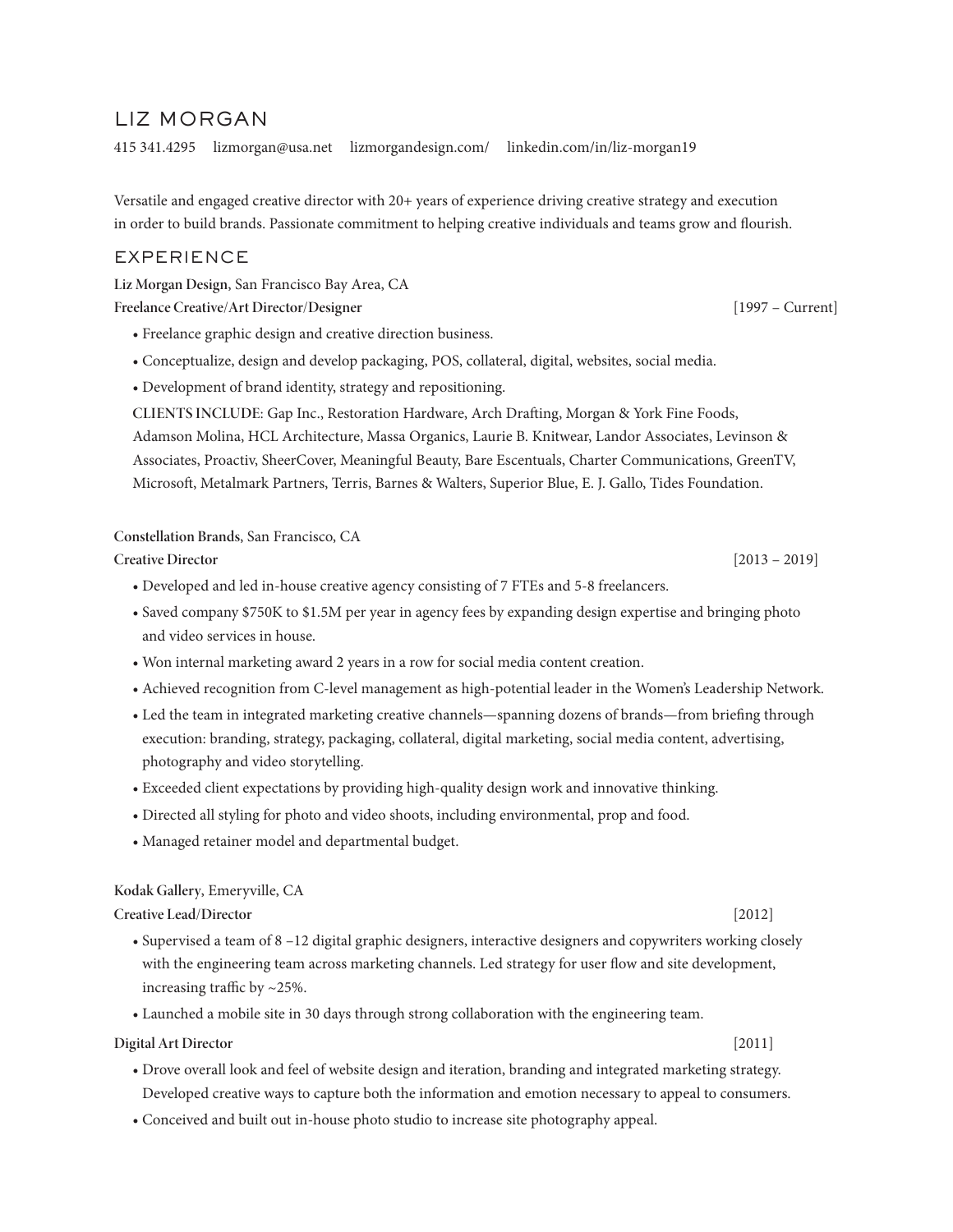# LIZ MORGAN

415 341.4295 lizmorgan@usa.net lizmorgandesign.com/ linkedin.com/in/liz-morgan19

Versatile and engaged creative director with 20+ years of experience driving creative strategy and execution in order to build brands. Passionate commitment to helping creative individuals and teams grow and flourish.

## EXPERIENCE

**Liz Morgan Design**, San Francisco Bay Area, CA
**Freelance Creative/Art Director/Designer** [1997 – Current]

- Freelance graphic design and creative direction business.
- Conceptualize, design and develop packaging, POS, collateral, digital, websites, social media.
- Development of brand identity, strategy and repositioning.

**CLIENTS INCLUDE**: Gap Inc., Restoration Hardware, Arch Drafting, Morgan & York Fine Foods, Adamson Molina, HCL Architecture, Massa Organics, Laurie B. Knitwear, Landor Associates, Levinson & Associates, Proactiv, SheerCover, Meaningful Beauty, Bare Escentuals, Charter Communications, GreenTV, Microsoft, Metalmark Partners, Terris, Barnes & Walters, Superior Blue, E. J. Gallo, Tides Foundation.

**Constellation Brands**, San Francisco, CA
**Creative Director** [2013 – 2019]

- Developed and led in-house creative agency consisting of 7 FTEs and 5-8 freelancers.
- Saved company $750K to $1.5M per year in agency fees by expanding design expertise and bringing photo and video services in house.
- Won internal marketing award 2 years in a row for social media content creation.
- Achieved recognition from C-level management as high-potential leader in the Women's Leadership Network.
- Led the team in integrated marketing creative channels—spanning dozens of brands—from briefing through execution: branding, strategy, packaging, collateral, digital marketing, social media content, advertising, photography and video storytelling.
- Exceeded client expectations by providing high-quality design work and innovative thinking.
- Directed all styling for photo and video shoots, including environmental, prop and food.
- Managed retainer model and departmental budget.

**Kodak Gallery**, Emeryville, CA
**Creative Lead/Director** [2012]

- Supervised a team of 8 –12 digital graphic designers, interactive designers and copywriters working closely with the engineering team across marketing channels. Led strategy for user flow and site development, increasing traffic by ~25%.
- Launched a mobile site in 30 days through strong collaboration with the engineering team.

**Digital Art Director** [2011]

- Drove overall look and feel of website design and iteration, branding and integrated marketing strategy. Developed creative ways to capture both the information and emotion necessary to appeal to consumers.
- Conceived and built out in-house photo studio to increase site photography appeal.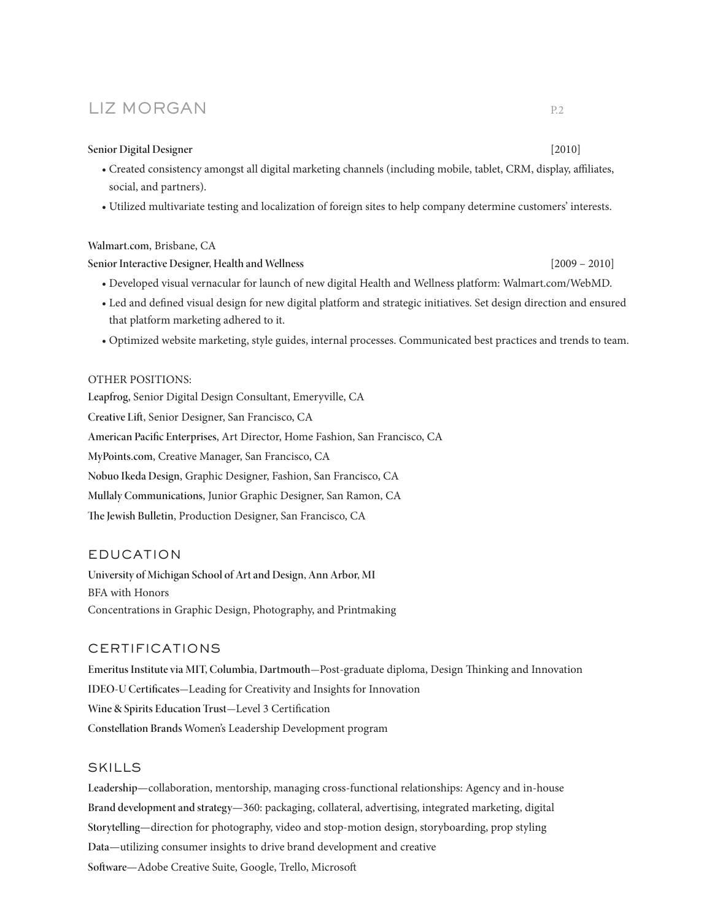**Senior Digital Designer** [2010]

- Created consistency amongst all digital marketing channels (including mobile, tablet, CRM, display, affiliates, social, and partners).
- Utilized multivariate testing and localization of foreign sites to help company determine customers' interests.

**Walmart.com**, Brisbane, CA

**Senior Interactive Designer, Health and Wellness** [2009 – 2010]

- Developed visual vernacular for launch of new digital Health and Wellness platform: Walmart.com/WebMD.
- Led and defined visual design for new digital platform and strategic initiatives. Set design direction and ensured that platform marketing adhered to it.
- Optimized website marketing, style guides, internal processes. Communicated best practices and trends to team.

OTHER POSITIONS:

**Leapfrog**, Senior Digital Design Consultant, Emeryville, CA

**Creative Lift**, Senior Designer, San Francisco, CA

**American Pacific Enterprises**, Art Director, Home Fashion, San Francisco, CA

**MyPoints.com**, Creative Manager, San Francisco, CA

**Nobuo Ikeda Design**, Graphic Designer, Fashion, San Francisco, CA

**Mullaly Communications**, Junior Graphic Designer, San Ramon, CA

**The Jewish Bulletin**, Production Designer, San Francisco, CA

## EDUCATION

**University of Michigan School of Art and Design, Ann Arbor, MI**

BFA with Honors

Concentrations in Graphic Design, Photography, and Printmaking

## CERTIFICATIONS

**Emeritus Institute via MIT, Columbia, Dartmouth**—Post-graduate diploma, Design Thinking and Innovation

**IDEO-U Certificates**—Leading for Creativity and Insights for Innovation

**Wine & Spirits Education Trust**—Level 3 Certification

**Constellation Brands** Women's Leadership Development program

## SKILLS

**Leadership**—collaboration, mentorship, managing cross-functional relationships: Agency and in-house

**Brand development and strategy**—360: packaging, collateral, advertising, integrated marketing, digital

**Storytelling**—direction for photography, video and stop-motion design, storyboarding, prop styling

**Data**—utilizing consumer insights to drive brand development and creative

**Software**—Adobe Creative Suite, Google, Trello, Microsoft